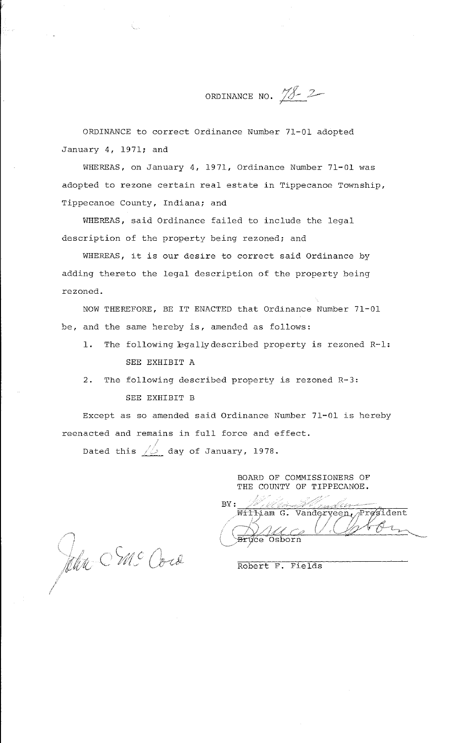# ORDINANCE NO. 78-2

ORDINANCE to correct Ordinance Number 71-01 adopted January 4, 1971; and

WHEREAS, on January 4, 1971, Ordinance Number 71-01 was adopted to rezone certain real estate in Tippecanoe Township, Tippecanoe County, Indiana; and

WHEREAS, said Ordinance failed to include the legal description of the property being rezoned; and

WHEREAS, it is our desire to correct said Ordinance by adding thereto the legal description of the property being rezoned.

NOW THEREFORE, BE IT ENACTED that Ordinance Number 71-01 be, and the same hereby is, amended as follows:

1. The following legally described property is rezoned R-1:

   SEE EXHIBIT A

2. The following described property is rezoned R-3:

   SEE EXHIBIT B

Except as so amended said Ordinance Number 71-01 is hereby reenacted and remains in full force and effect.

Dated this 16 day of January, 1978.

BOARD OF COMMISSIONERS OF THE COUNTY OF TIPPECANOE.

BY: William G. Vanderveen, President

Bruce Osborn

Robert F. Fields

John C. McCord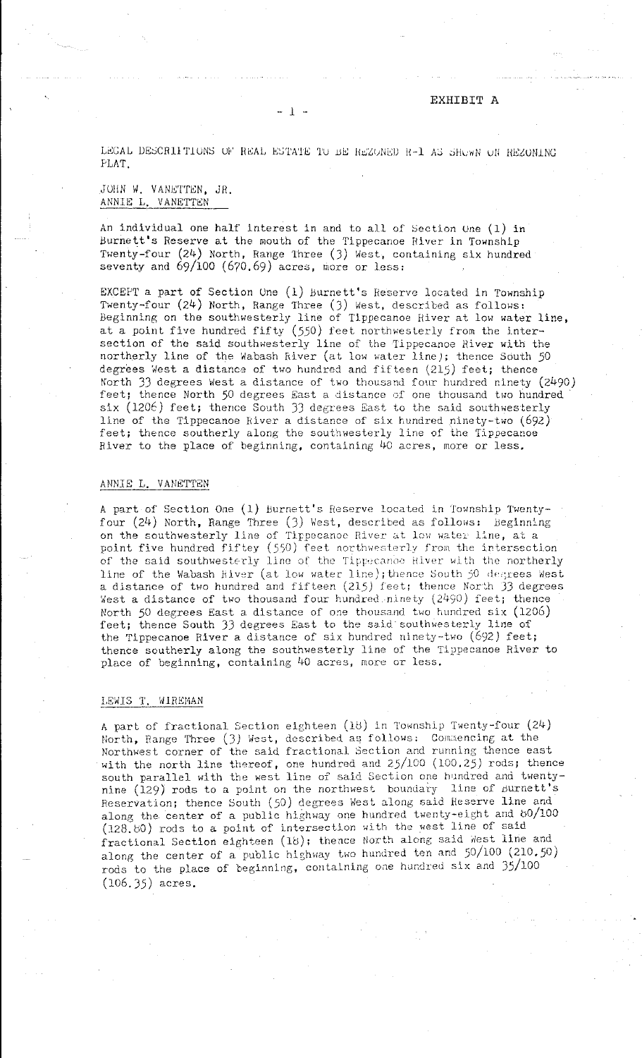EXHIBIT A

LEGAL DESCRIPTIONS OF REAL ESTATE TO BE REZONED R-1 AS SHOWN ON REZONING PLAT.

JOHN W. VANETTEN, JR.
ANNIE L. VANETTEN

An individual one half interest in and to all of Section One (1) in Burnett's Reserve at the mouth of the Tippecanoe River in Township Twenty-four (24) North, Range Three (3) West, containing six hundred seventy and 69/100 (670.69) acres, more or less:

EXCEPT a part of Section One (1) Burnett's Reserve located in Township Twenty-four (24) North, Range Three (3) West, described as follows: Beginning on the southwesterly line of Tippecanoe River at low water line, at a point five hundred fifty (550) feet northwesterly from the intersection of the said southwesterly line of the Tippecanoe River with the northerly line of the Wabash River (at low water line); thence South 50 degrees West a distance of two hundred and fifteen (215) feet; thence North 33 degrees West a distance of two thousand four hundred ninety (2490) feet; thence North 50 degrees East a distance of one thousand two hundred six (1206) feet; thence South 33 degrees East to the said southwesterly line of the Tippecanoe River a distance of six hundred ninety-two (692) feet; thence southerly along the southwesterly line of the Tippecanoe River to the place of beginning, containing 40 acres, more or less.

ANNIE L. VANETTEN

A part of Section One (1) Burnett's Reserve located in Township Twenty-four (24) North, Range Three (3) West, described as follows: Beginning on the southwesterly line of Tippecanoe River at low water line, at a point five hundred fiftey (550) feet northwesterly from the intersection of the said southwesterly line of the Tippecanoe River with the northerly line of the Wabash River (at low water line); thence South 50 degrees West a distance of two hundred and fifteen (215) feet; thence North 33 degrees West a distance of two thousand four hundred ninety (2490) feet; thence North 50 degrees East a distance of one thousand two hundred six (1206) feet; thence South 33 degrees East to the said southwesterly line of the Tippecanoe River a distance of six hundred ninety-two (692) feet; thence southerly along the southwesterly line of the Tippecanoe River to place of beginning, containing 40 acres, more or less.

LEWIS T. WIREMAN

A part of fractional Section eighteen (18) in Township Twenty-four (24) North, Range Three (3) West, described as follows: Commencing at the Northwest corner of the said fractional Section and running thence east with the north line thereof, one hundred and 25/100 (100.25) rods; thence south parallel with the west line of said Section one hundred and twenty-nine (129) rods to a point on the northwest boundary line of Burnett's Reservation; thence South (50) degrees West along said Reserve line and along the center of a public highway one hundred twenty-eight and 60/100 (128.60) rods to a point of intersection with the west line of said fractional Section eighteen (18); thence North along said west line and along the center of a public highway two hundred ten and 50/100 (210.50) rods to the place of beginning, containing one hundred six and 35/100 (106.35) acres.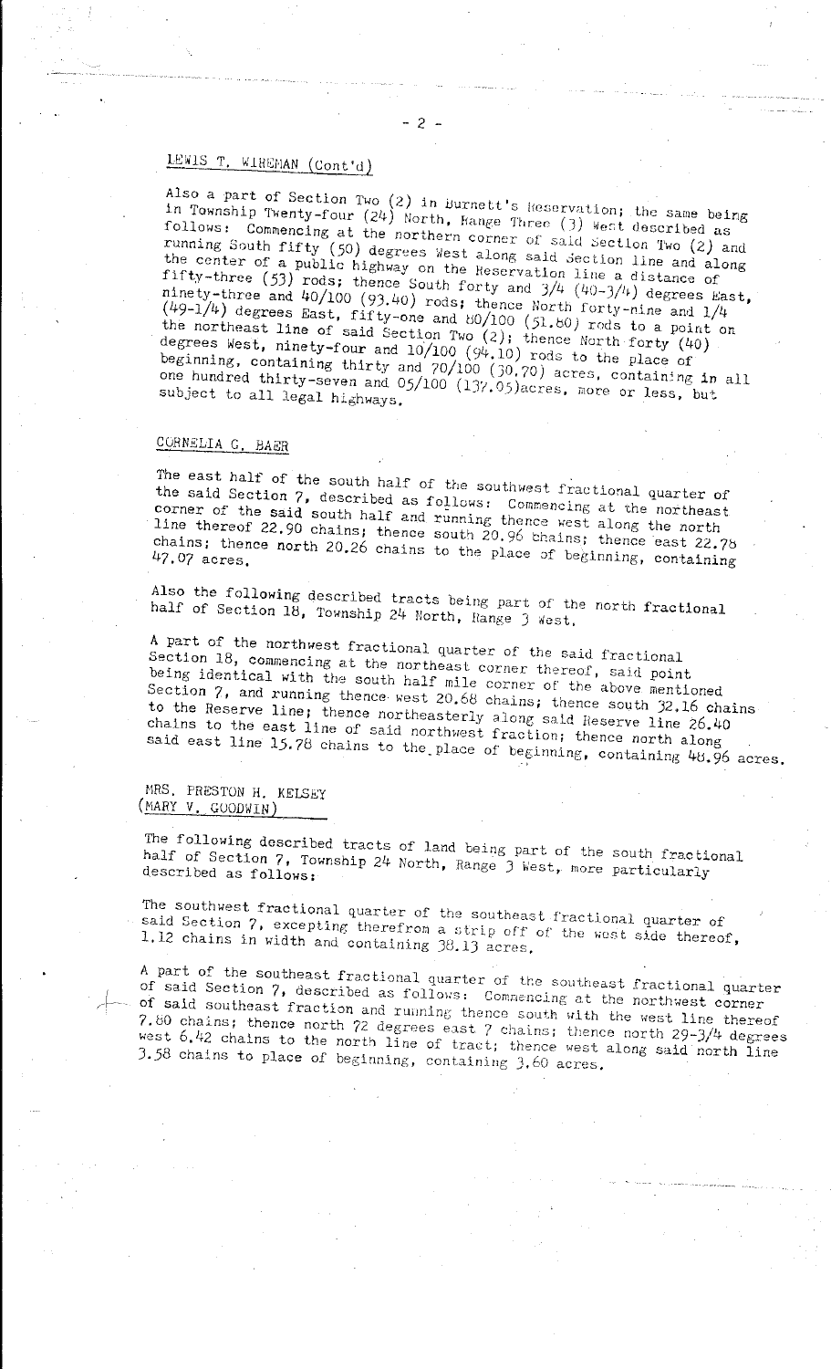LEWIS T. WIREMAN (Cont'd)

Also a part of Section Two (2) in Burnett's Reservation; the same being in Township Twenty-four (24) North, Range Three (3) West described as follows: Commencing at the northern corner of said Section Two (2) and running South fifty (50) degrees West along said Section line and along the center of a public highway on the Reservation line a distance of fifty-three (53) rods; thence South forty and 3/4 (40-3/4) degrees East, ninety-three and 40/100 (93.40) rods; thence North forty-nine and 1/4 (49-1/4) degrees East, fifty-one and 80/100 (51.80) rods to a point on the northeast line of said Section Two (2); thence North forty (40) degrees West, ninety-four and 10/100 (94.10) rods to the place of beginning, containing thirty and 70/100 (30.70) acres, containing in all one hundred thirty-seven and 05/100 (137.05)acres, more or less, but subject to all legal highways.

CORNELIA C. BAER

The east half of the south half of the southwest fractional quarter of the said Section 7, described as follows: Commencing at the northeast corner of the said south half and running thence west along the north line thereof 22.90 chains; thence south 20.96 chains; thence east 22.78 chains; thence north 20.26 chains to the place of beginning, containing 47.07 acres.

Also the following described tracts being part of the north fractional half of Section 18, Township 24 North, Range 3 West.

A part of the northwest fractional quarter of the said fractional Section 18, commencing at the northeast corner thereof, said point being identical with the south half mile corner of the above mentioned Section 7, and running thence west 20.68 chains; thence south 32.16 chains to the Reserve line; thence northeasterly along said Reserve line 26.40 chains to the east line of said northwest fraction; thence north along said east line 15.78 chains to the place of beginning, containing 48.96 acres.

MRS. PRESTON H. KELSEY
(MARY V. GOODWIN)

The following described tracts of land being part of the south fractional half of Section 7, Township 24 North, Range 3 West, more particularly described as follows:

The southwest fractional quarter of the southeast fractional quarter of said Section 7, excepting therefrom a strip off of the west side thereof, 1.12 chains in width and containing 38.13 acres.

A part of the southeast fractional quarter of the southeast fractional quarter of said Section 7, described as follows: Commencing at the northwest corner of said southeast fraction and running thence south with the west line thereof 7.80 chains; thence north 72 degrees east 7 chains; thence north 29-3/4 degrees west 6.42 chains to the north line of tract; thence west along said north line 3.58 chains to place of beginning, containing 3.60 acres.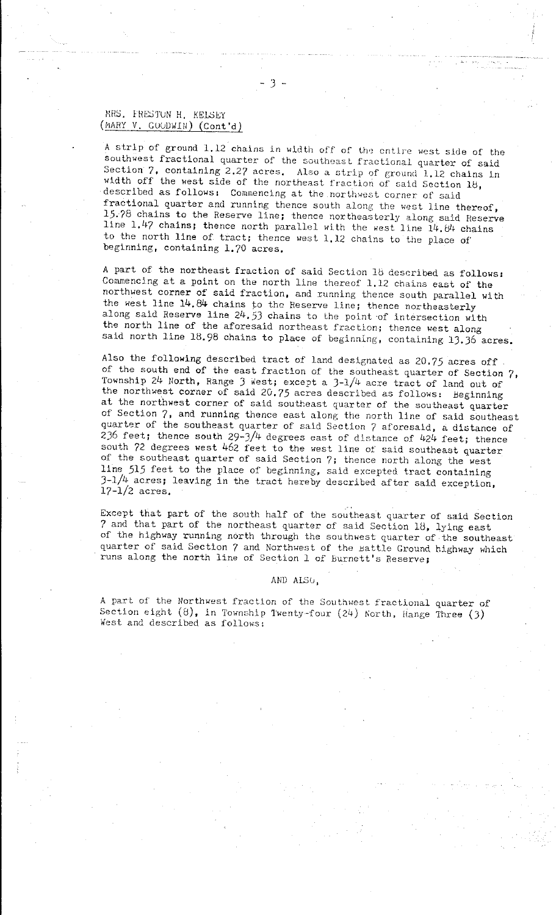MRS. FRESTON H. KELSEY
(MARY V. GOODWIN) (Cont'd)

A strip of ground 1.12 chains in width off of the entire west side of the southwest fractional quarter of the southeast fractional quarter of said Section 7, containing 2.27 acres. Also a strip of ground 1.12 chains in width off the west side of the northeast fraction of said Section 18, described as follows: Commencing at the northwest corner of said fractional quarter and running thence south along the west line thereof, 15.78 chains to the Reserve line; thence northeasterly along said Reserve line 1.47 chains; thence north parallel with the west line 14.84 chains to the north line of tract; thence west 1.12 chains to the place of beginning, containing 1.70 acres.

A part of the northeast fraction of said Section 18 described as follows: Commencing at a point on the north line thereof 1.12 chains east of the northwest corner of said fraction, and running thence south parallel with the west line 14.84 chains to the Reserve line; thence northeasterly along said Reserve line 24.53 chains to the point of intersection with the north line of the aforesaid northeast fraction; thence west along said north line 18.98 chains to place of beginning, containing 13.36 acres.

Also the following described tract of land designated as 20.75 acres off of the south end of the east fraction of the southeast quarter of Section 7, Township 24 North, Range 3 West; except a 3-1/4 acre tract of land out of the northwest corner of said 20.75 acres described as follows: Beginning at the northwest corner of said southeast quarter of the southeast quarter of Section 7, and running thence east along the north line of said southeast quarter of the southeast quarter of said Section 7 aforesaid, a distance of 236 feet; thence south 29-3/4 degrees east of distance of 424 feet; thence south 72 degrees west 462 feet to the west line of said southeast quarter of the southeast quarter of said Section 7; thence north along the west line 515 feet to the place of beginning, said excepted tract containing 3-1/4 acres; leaving in the tract hereby described after said exception, 17-1/2 acres.

Except that part of the south half of the southeast quarter of said Section 7 and that part of the northeast quarter of said Section 18, lying east of the highway running north through the southwest quarter of the southeast quarter of said Section 7 and Northwest of the Battle Ground highway which runs along the north line of Section 1 of Burnett's Reserve;

AND ALSO,

A part of the Northwest fraction of the Southwest fractional quarter of Section eight (8), in Township Twenty-four (24) North, Range Three (3) West and described as follows: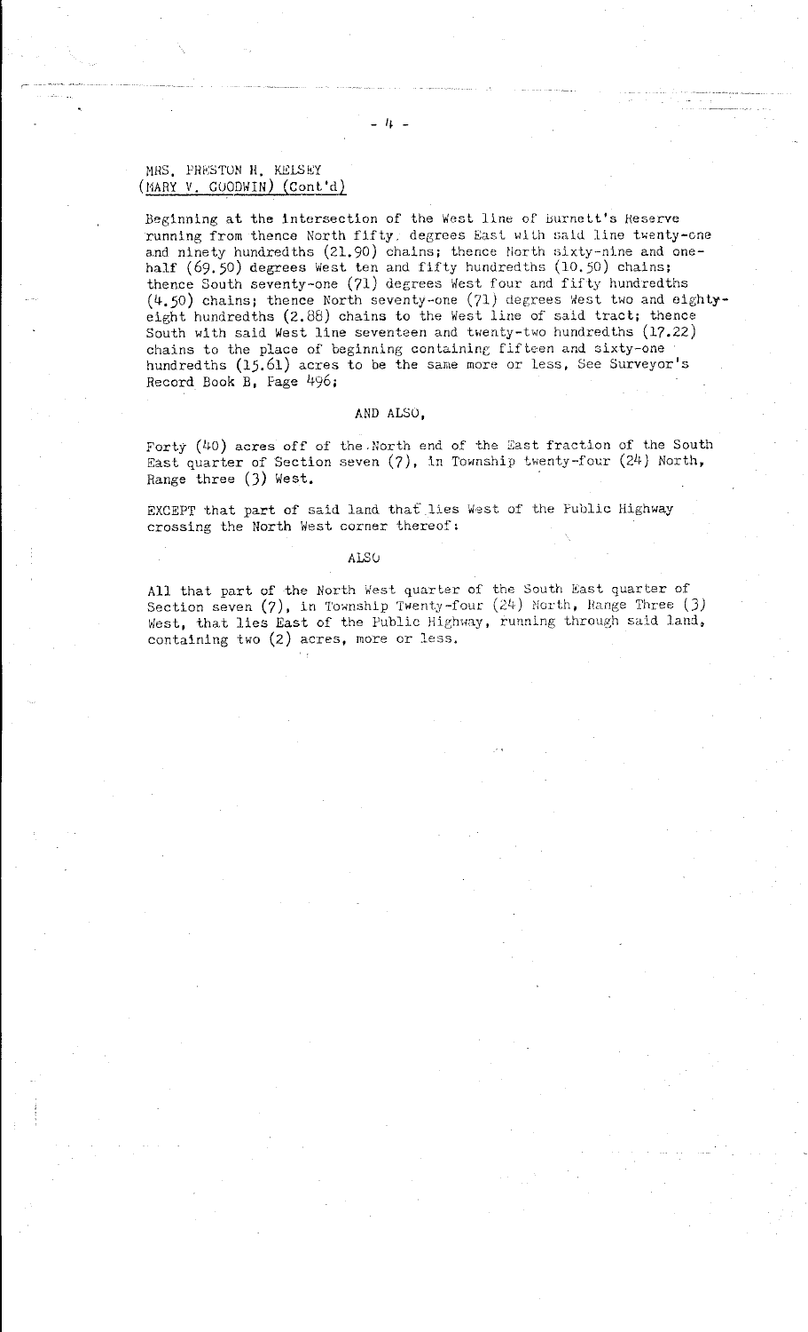MRS. PRESTON H. KELSEY
(MARY V. GOODWIN) (Cont'd)

Beginning at the intersection of the West line of Burnett's Reserve running from thence North fifty degrees East with said line twenty-one and ninety hundredths (21.90) chains; thence North sixty-nine and one-half (69.50) degrees West ten and fifty hundredths (10.50) chains; thence South seventy-one (71) degrees West four and fifty hundredths (4.50) chains; thence North seventy-one (71) degrees West two and eighty-eight hundredths (2.88) chains to the West line of said tract; thence South with said West line seventeen and twenty-two hundredths (17.22) chains to the place of beginning containing fifteen and sixty-one hundredths (15.61) acres to be the same more or less, See Surveyor's Record Book B, Page 496;

AND ALSO,

Forty (40) acres off of the North end of the East fraction of the South East quarter of Section seven (7), in Township twenty-four (24) North, Range three (3) West.

EXCEPT that part of said land that lies West of the Public Highway crossing the North West corner thereof:

ALSO

All that part of the North West quarter of the South East quarter of Section seven (7), in Township Twenty-four (24) North, Range Three (3) West, that lies East of the Public Highway, running through said land, containing two (2) acres, more or less.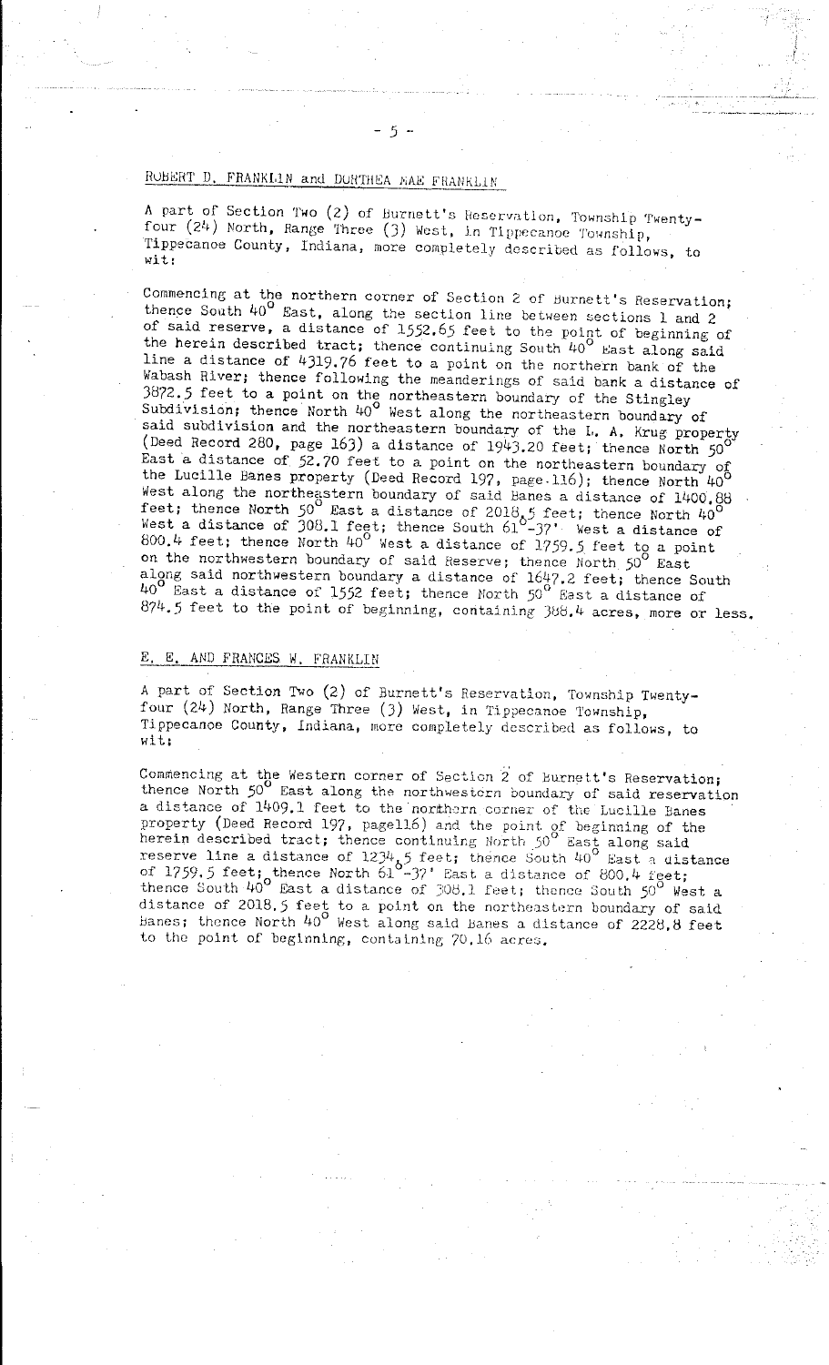## ROBERT D. FRANKLIN and DORTHEA MAE FRANKLIN

A part of Section Two (2) of Burnett's Reservation, Township Twenty-four (24) North, Range Three (3) West, in Tippecanoe Township, Tippecanoe County, Indiana, more completely described as follows, to wit:

Commencing at the northern corner of Section 2 of Burnett's Reservation; thence South 40° East, along the section line between sections 1 and 2 of said reserve, a distance of 1552.65 feet to the point of beginning of the herein described tract; thence continuing South 40° East along said line a distance of 4319.76 feet to a point on the northern bank of the Wabash River; thence following the meanderings of said bank a distance of 3872.5 feet to a point on the northeastern boundary of the Stingley Subdivision; thence North 40° West along the northeastern boundary of said subdivision and the northeastern boundary of the L. A. Krug property (Deed Record 280, page 163) a distance of 1943.20 feet; thence North 50° East a distance of 52.70 feet to a point on the northeastern boundary of the Lucille Banes property (Deed Record 197, page 116); thence North 40° West along the northeastern boundary of said Banes a distance of 1400.88 feet; thence North 50° East a distance of 2018.5 feet; thence North 40° West a distance of 308.1 feet; thence South 61°-37' West a distance of 800.4 feet; thence North 40° West a distance of 1759.5 feet to a point on the northwestern boundary of said Reserve; thence North 50° East along said northwestern boundary a distance of 1647.2 feet; thence South 40° East a distance of 1552 feet; thence North 50° East a distance of 874.5 feet to the point of beginning, containing 388.4 acres, more or less.

## E. E. AND FRANCES W. FRANKLIN

A part of Section Two (2) of Burnett's Reservation, Township Twenty-four (24) North, Range Three (3) West, in Tippecanoe Township, Tippecanoe County, Indiana, more completely described as follows, to wit:

Commencing at the Western corner of Section 2 of Burnett's Reservation; thence North 50° East along the northwestern boundary of said reservation a distance of 1409.1 feet to the northern corner of the Lucille Banes property (Deed Record 197, page116) and the point of beginning of the herein described tract; thence continuing North 50° East along said reserve line a distance of 1234.5 feet; thence South 40° East a distance of 1759.5 feet; thence North 61°-37' East a distance of 800.4 feet; thence South 40° East a distance of 308.1 feet; thence South 50° West a distance of 2018.5 feet to a point on the northeastern boundary of said Banes; thence North 40° West along said Banes a distance of 2228.8 feet to the point of beginning, containing 70.16 acres.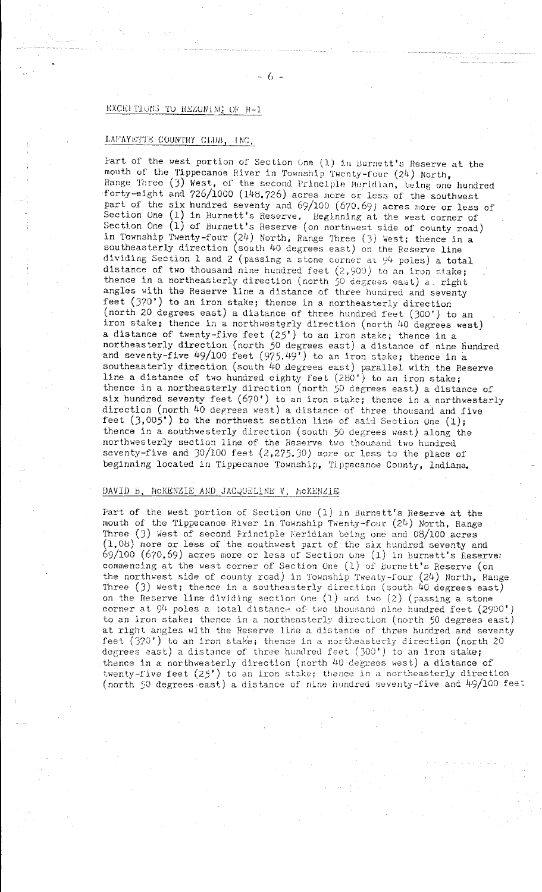## EXCEPTIONS TO REZONING OF R-1

### LAFAYETTE COUNTRY CLUB, INC.

Part of the west portion of Section One (1) in Burnett's Reserve at the mouth of the Tippecanoe River in Township Twenty-four (24) North, Range Three (3) West, of the second Principle Meridian, being one hundred forty-eight and 726/1000 (148.726) acres more or less of the southwest part of the six hundred seventy and 69/100 (670.69) acres more or less of Section One (1) in Burnett's Reserve. Beginning at the west corner of Section One (1) of Burnett's Reserve (on northwest side of county road) in Township Twenty-four (24) North, Range Three (3) West; thence in a southeasterly direction (south 40 degrees east) on the Reserve line dividing Section 1 and 2 (passing a stone corner at 94 poles) a total distance of two thousand nine hundred feet (2,900) to an iron stake; thence in a northeasterly direction (north 50 degrees east) at right angles with the Reserve line a distance of three hundred and seventy feet (370') to an iron stake; thence in a northeasterly direction (north 20 degrees east) a distance of three hundred feet (300') to an iron stake; thence in a northwesterly direction (north 40 degrees west) a distance of twenty-five feet (25') to an iron stake; thence in a northeasterly direction (north 50 degrees east) a distance of nine hundred and seventy-five 49/100 feet (975.49') to an iron stake; thence in a southeasterly direction (south 40 degrees east) parallel with the Reserve line a distance of two hundred eighty feet (280') to an iron stake; thence in a northeasterly direction (north 50 degrees east) a distance of six hundred seventy feet (670') to an iron stake; thence in a northwesterly direction (north 40 degrees west) a distance of three thousand and five feet (3,005') to the northwest section line of said Section One (1); thence in a southwesterly direction (south 50 degrees west) along the northwesterly section line of the Reserve two thousand two hundred seventy-five and 30/100 feet (2,275.30) more or less to the place of beginning located in Tippecanoe Township, Tippecanoe County, Indiana.

### DAVID B. McKENZIE AND JACQUELINE V. McKENZIE

Part of the west portion of Section One (1) in Burnett's Reserve at the mouth of the Tippecanoe River in Township Twenty-four (24) North, Range Three (3) West of second Principle Meridian being one and 08/100 acres (1.08) more or less of the southwest part of the six hundred seventy and 69/100 (670.69) acres more or less of Section One (1) in Burnett's Reserve: commencing at the west corner of Section One (1) of Burnett's Reserve (on the northwest side of county road) in Township Twenty-four (24) North, Range Three (3) West; thence in a southeasterly direction (south 40 degrees east) on the Reserve line dividing section One (1) and two (2) (passing a stone corner at 94 poles a total distance of two thousand nine hundred feet (2900') to an iron stake; thence in a northeasterly direction (north 50 degrees east) at right angles with the Reserve line a distance of three hundred and seventy feet (370') to an iron stake; thence in a northeasterly direction (north 20 degrees east) a distance of three hundred feet (300') to an iron stake; thence in a northwesterly direction (north 40 degrees west) a distance of twenty-five feet (25') to an iron stake; thence in a northeasterly direction (north 50 degrees east) a distance of nine hundred seventy-five and 49/100 feet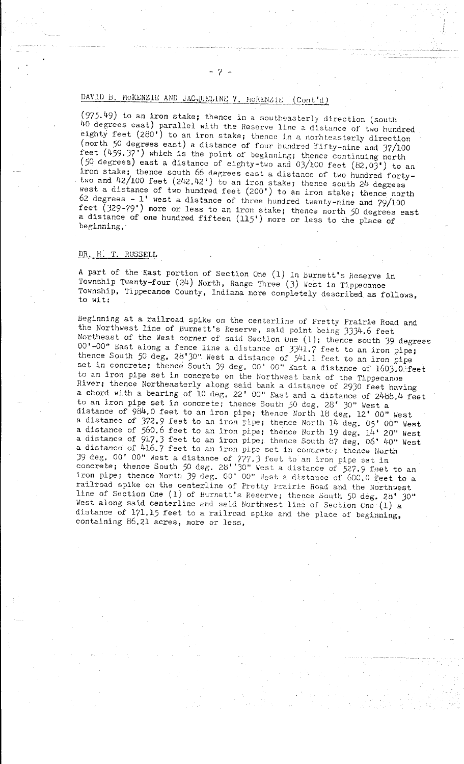DAVID B. McKENZIE AND JACQUELINE V. McKENZIE (Cont'd)

(975.49) to an iron stake; thence in a southeasterly direction (south 40 degrees east) parallel with the Reserve line a distance of two hundred eighty feet (280') to an iron stake; thence in a norhteasterly direction (north 50 degrees east) a distance of four hundred fifty-nine and 37/100 feet (459.37') which is the point of beginning; thence continuing north (50 degrees) east a distance of eighty-two and 03/100 feet (82.03') to an iron stake; thence south 66 degrees east a distance of two hundred forty-two and 42/100 feet (242.42') to an iron stake; thence south 24 degrees west a distance of two hundred feet (200') to an iron stake; thence north 62 degrees - 1' west a distance of three hundred twenty-nine and 79/100 feet (329-79') more or less to an iron stake; thence north 50 degrees east a distance of one hundred fifteen (115') more or less to the place of beginning.

DR. H. T. RUSSELL

A part of the East portion of Section One (1) In Burnett's Reserve in Township Twenty-four (24) North, Range Three (3) West in Tippecanoe Township, Tippecanoe County, Indiana more completely described as follows, to wit:

Beginning at a railroad spike on the centerline of Pretty Prairie Road and the Northwest line of Burnett's Reserve, said point being 3334.6 feet Northeast of the West corner of said Section One (1); thence south 39 degrees 00'-00" East along a fence line a distance of 3341.7 feet to an iron pipe; thence South 50 deg. 28'30" West a distance of 541.1 feet to an iron pipe set in concrete; thence South 39 deg. 00' 00" East a distance of 1603.0 feet to an iron pipe set in concrete on the Northwest bank of the Tippecanoe River; thence Northeasterly along said bank a distance of 2930 feet having a chord with a bearing of 10 deg. 22' 00" East and a distance of 2488.4 feet to an iron pipe set in concrete; thence South 50 deg. 28' 30" West a distance of 984.0 feet to an iron pipe; thence North 18 deg. 12' 00" West a distance of 372.9 feet to an iron pipe; thence North 14 deg. 05' 00" West a distance of 560.6 feet to an iron pipe; thence North 19 deg. 14' 20" West a distance of 917.3 feet to an iron pipe; thence South 87 deg. 06' 40" West a distance of 416.7 feet to an iron pipe set in concrete; thence North 39 deg. 00' 00" West a distance of 777.3 feet to an iron pipe set in concrete; thence South 50 deg. 28''30" West a distance of 527.9 feet to an iron pipe; thence North 39 deg. 00' 00" West a distance of 600.0 feet to a railroad spike on the centerline of Pretty Prairie Road and the Northwest line of Section One (1) of Burnett's Reserve; thence South 50 deg. 28' 30" West along said centerline and said Northwest line of Section One (1) a distance of 171.15 feet to a railroad spike and the place of beginning, containing 86.21 acres, more or less.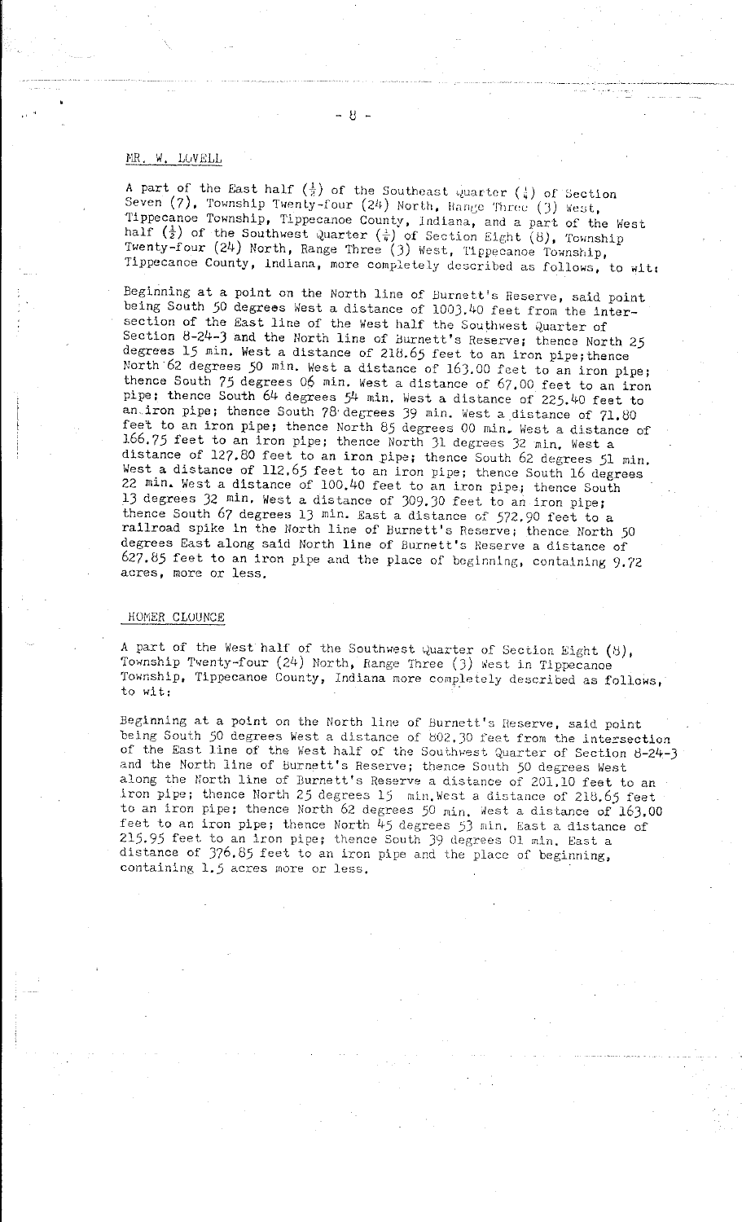MR. W. LOVELL

A part of the East half ($\frac{1}{2}$) of the Southeast Quarter ($\frac{1}{4}$) of Section Seven (7), Township Twenty-four (24) North, Range Three (3) West, Tippecanoe Township, Tippecanoe County, Indiana, and a part of the West half ($\frac{1}{2}$) of the Southwest Quarter ($\frac{1}{4}$) of Section Eight (8), Township Twenty-four (24) North, Range Three (3) West, Tippecanoe Township, Tippecanoe County, Indiana, more completely described as follows, to wit:

Beginning at a point on the North line of Burnett's Reserve, said point being South 50 degrees West a distance of 1003.40 feet from the intersection of the East line of the West half the Southwest Quarter of Section 8-24-3 and the North line of Burnett's Reserve; thence North 25 degrees 15 min. West a distance of 218.65 feet to an iron pipe; thence North 62 degrees 50 min. West a distance of 163.00 feet to an iron pipe; thence South 75 degrees 06 min. West a distance of 67.00 feet to an iron pipe; thence South 64 degrees 54 min. West a distance of 225.40 feet to an iron pipe; thence South 78 degrees 39 min. West a distance of 71.80 feet to an iron pipe; thence North 85 degrees 00 min. West a distance of 166.75 feet to an iron pipe; thence North 31 degrees 32 min. West a distance of 127.80 feet to an iron pipe; thence South 62 degrees 51 min. West a distance of 112.65 feet to an iron pipe; thence South 16 degrees 22 min. West a distance of 100.40 feet to an iron pipe; thence South 13 degrees 32 min. West a distance of 309.30 feet to an iron pipe; thence South 67 degrees 13 min. East a distance of 572.90 feet to a railroad spike in the North line of Burnett's Reserve; thence North 50 degrees East along said North line of Burnett's Reserve a distance of 627.85 feet to an iron pipe and the place of beginning, containing 9.72 acres, more or less.

HOMER CLOUNCE

A part of the West half of the Southwest Quarter of Section Eight (8), Township Twenty-four (24) North, Range Three (3) West in Tippecanoe Township, Tippecanoe County, Indiana more completely described as follows, to wit:

Beginning at a point on the North line of Burnett's Reserve, said point being South 50 degrees West a distance of 802.30 feet from the intersection of the East line of the West half of the Southwest Quarter of Section 8-24-3 and the North line of Burnett's Reserve; thence South 50 degrees West along the North line of Burnett's Reserve a distance of 201.10 feet to an iron pipe; thence North 25 degrees 15 min.West a distance of 218.65 feet to an iron pipe; thence North 62 degrees 50 min. West a distance of 163.00 feet to an iron pipe; thence North 45 degrees 53 min. East a distance of 215.95 feet to an iron pipe; thence South 39 degrees 01 min. East a distance of 376.85 feet to an iron pipe and the place of beginning, containing 1.5 acres more or less.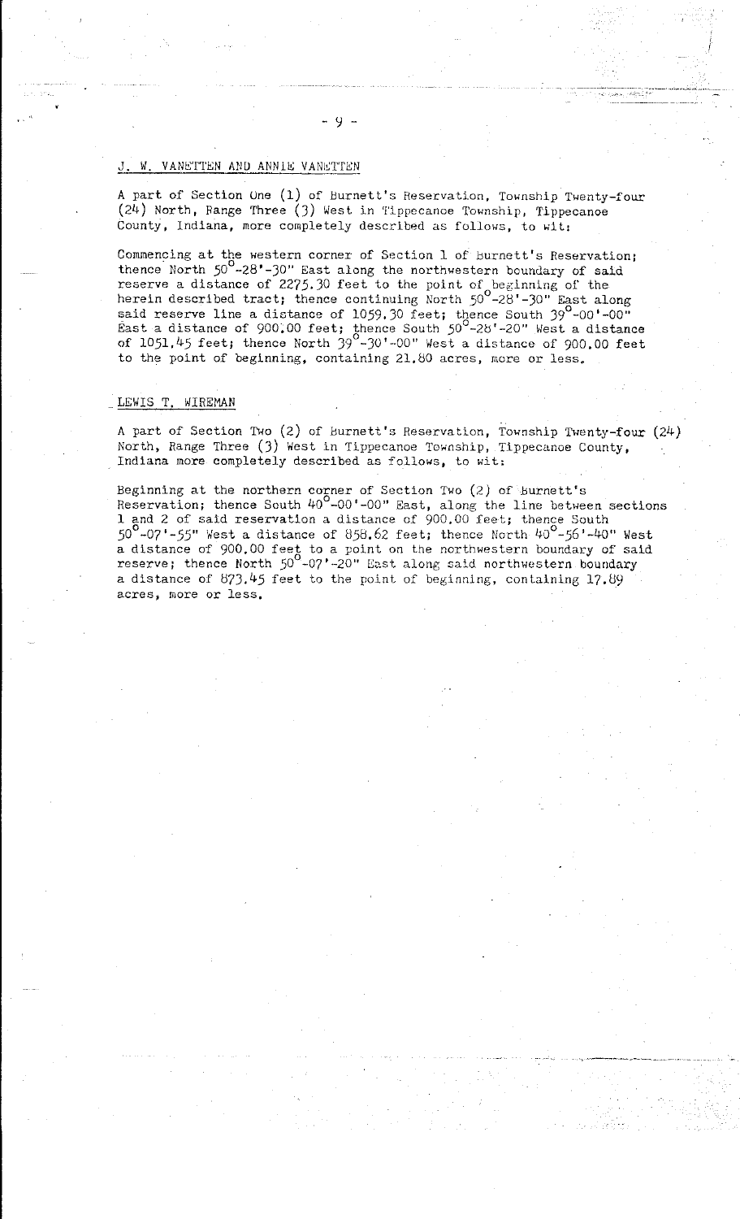J. W. VANETTEN AND ANNIE VANETTEN

A part of Section One (1) of Burnett's Reservation, Township Twenty-four (24) North, Range Three (3) West in Tippecanoe Township, Tippecanoe County, Indiana, more completely described as follows, to wit:

Commencing at the western corner of Section 1 of Burnett's Reservation; thence North 50°-28'-30" East along the northwestern boundary of said reserve a distance of 2275.30 feet to the point of beginning of the herein described tract; thence continuing North 50°-28'-30" East along said reserve line a distance of 1059.30 feet; thence South 39°-00'-00" East a distance of 900.00 feet; thence South 50°-28'-20" West a distance of 1051.45 feet; thence North 39°-30'-00" West a distance of 900.00 feet to the point of beginning, containing 21.80 acres, more or less.

LEWIS T. WIREMAN

A part of Section Two (2) of Burnett's Reservation, Township Twenty-four (24) North, Range Three (3) West in Tippecanoe Township, Tippecanoe County, Indiana more completely described as follows, to wit:

Beginning at the northern corner of Section Two (2) of Burnett's Reservation; thence South 40°-00'-00" East, along the line between sections 1 and 2 of said reservation a distance of 900.00 feet; thence South 50°-07'-55" West a distance of 858.62 feet; thence North 40°-56'-40" West a distance of 900.00 feet to a point on the northwestern boundary of said reserve; thence North 50°-07'-20" East along said northwestern boundary a distance of 873.45 feet to the point of beginning, containing 17.89 acres, more or less.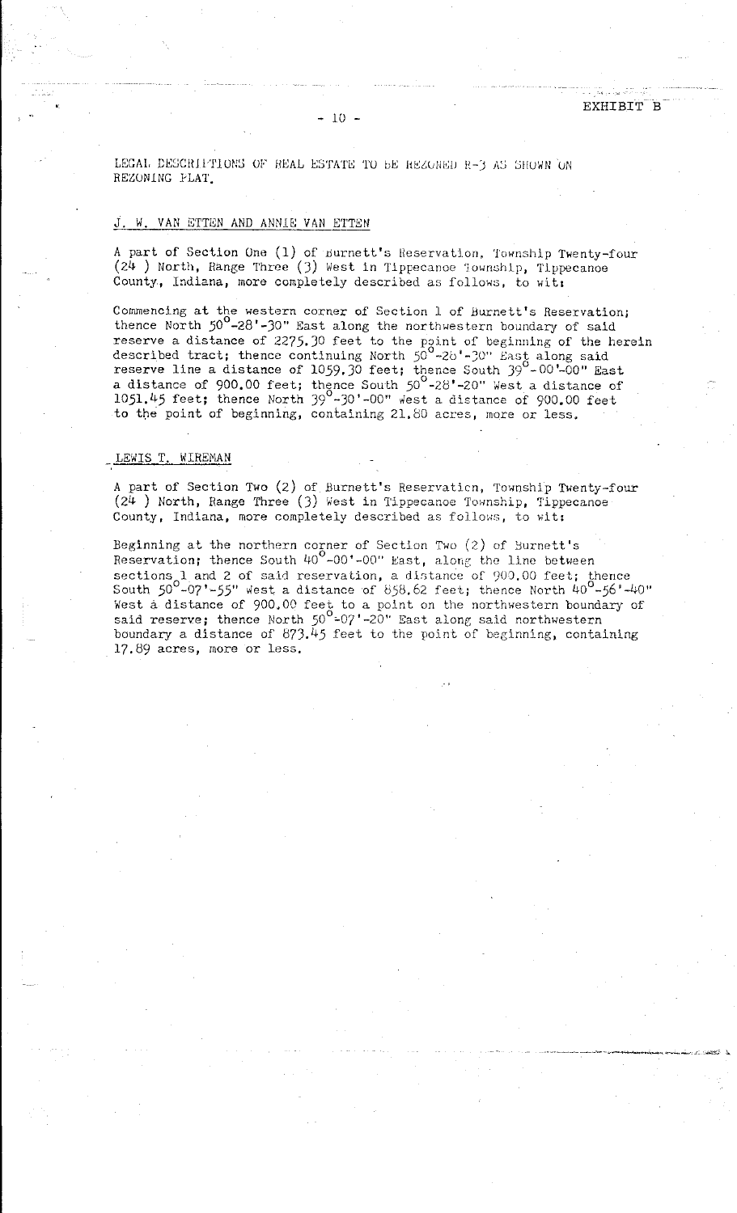EXHIBIT B

LEGAL DESCRIPTIONS OF REAL ESTATE TO BE REZONED R-3 AS SHOWN ON REZONING PLAT.

J. W. VAN ETTEN AND ANNIE VAN ETTEN

A part of Section One (1) of Burnett's Reservation, Township Twenty-four (24 ) North, Range Three (3) West in Tippecanoe Township, Tippecanoe County, Indiana, more completely described as follows, to wit:

Commencing at the western corner of Section 1 of Burnett's Reservation; thence North 50°-28'-30" East along the northwestern boundary of said reserve a distance of 2275.30 feet to the point of beginning of the herein described tract; thence continuing North 50°-28'-30" East along said reserve line a distance of 1059.30 feet; thence South 39°-00'-00" East a distance of 900.00 feet; thence South 50°-28'-20" West a distance of 1051.45 feet; thence North 39°-30'-00" West a distance of 900.00 feet to the point of beginning, containing 21.80 acres, more or less.

LEWIS T. WIREMAN

A part of Section Two (2) of Burnett's Reservation, Township Twenty-four (24 ) North, Range Three (3) West in Tippecanoe Township, Tippecanoe County, Indiana, more completely described as follows, to wit:

Beginning at the northern corner of Section Two (2) of Burnett's Reservation; thence South 40°-00'-00" East, along the line between sections 1 and 2 of said reservation, a distance of 900.00 feet; thence South 50°-07'-55" West a distance of 858.62 feet; thence North 40°-56'-40" West a distance of 900.00 feet to a point on the northwestern boundary of said reserve; thence North 50°-07'-20" East along said northwestern boundary a distance of 873.45 feet to the point of beginning, containing 17.89 acres, more or less.